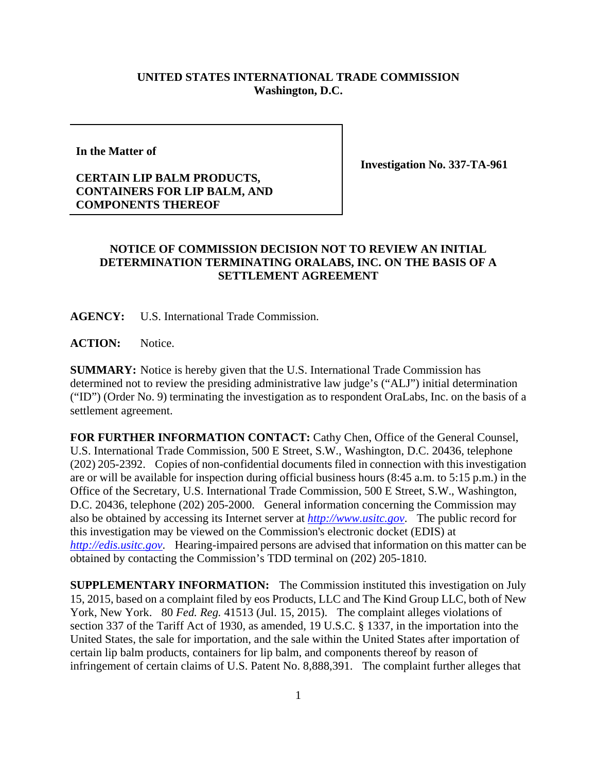**UNITED STATES INTERNATIONAL TRADE COMMISSION**
**Washington, D.C.**

| In the Matter of<br><br>**CERTAIN LIP BALM PRODUCTS, CONTAINERS FOR LIP BALM, AND COMPONENTS THEREOF** | **Investigation No. 337-TA-961** |
|---|---|

**In the Matter of**

**CERTAIN LIP BALM PRODUCTS, CONTAINERS FOR LIP BALM, AND COMPONENTS THEREOF**

**Investigation No. 337-TA-961**

## NOTICE OF COMMISSION DECISION NOT TO REVIEW AN INITIAL DETERMINATION TERMINATING ORALABS, INC. ON THE BASIS OF A SETTLEMENT AGREEMENT

**AGENCY:** U.S. International Trade Commission.

**ACTION:** Notice.

**SUMMARY:** Notice is hereby given that the U.S. International Trade Commission has determined not to review the presiding administrative law judge's ("ALJ") initial determination ("ID") (Order No. 9) terminating the investigation as to respondent OraLabs, Inc. on the basis of a settlement agreement.

**FOR FURTHER INFORMATION CONTACT:** Cathy Chen, Office of the General Counsel, U.S. International Trade Commission, 500 E Street, S.W., Washington, D.C. 20436, telephone (202) 205-2392. Copies of non-confidential documents filed in connection with this investigation are or will be available for inspection during official business hours (8:45 a.m. to 5:15 p.m.) in the Office of the Secretary, U.S. International Trade Commission, 500 E Street, S.W., Washington, D.C. 20436, telephone (202) 205-2000. General information concerning the Commission may also be obtained by accessing its Internet server at *http://www.usitc.gov*. The public record for this investigation may be viewed on the Commission's electronic docket (EDIS) at *http://edis.usitc.gov*. Hearing-impaired persons are advised that information on this matter can be obtained by contacting the Commission's TDD terminal on (202) 205-1810.

**SUPPLEMENTARY INFORMATION:** The Commission instituted this investigation on July 15, 2015, based on a complaint filed by eos Products, LLC and The Kind Group LLC, both of New York, New York. 80 *Fed. Reg.* 41513 (Jul. 15, 2015). The complaint alleges violations of section 337 of the Tariff Act of 1930, as amended, 19 U.S.C. § 1337, in the importation into the United States, the sale for importation, and the sale within the United States after importation of certain lip balm products, containers for lip balm, and components thereof by reason of infringement of certain claims of U.S. Patent No. 8,888,391. The complaint further alleges that

**UNITED STATES INTERNATIONAL TRADE COMMISSION**
**Washington, D.C.**

**In the Matter of**

**CERTAIN LIP BALM PRODUCTS, CONTAINERS FOR LIP BALM, AND COMPONENTS THEREOF**

**Investigation No. 337-TA-961**

## NOTICE OF COMMISSION DECISION NOT TO REVIEW AN INITIAL DETERMINATION TERMINATING ORALABS, INC. ON THE BASIS OF A SETTLEMENT AGREEMENT

**AGENCY:** U.S. International Trade Commission.

**ACTION:** Notice.

**SUMMARY:** Notice is hereby given that the U.S. International Trade Commission has determined not to review the presiding administrative law judge's ("ALJ") initial determination ("ID") (Order No. 9) terminating the investigation as to respondent OraLabs, Inc. on the basis of a settlement agreement.

**FOR FURTHER INFORMATION CONTACT:** Cathy Chen, Office of the General Counsel, U.S. International Trade Commission, 500 E Street, S.W., Washington, D.C. 20436, telephone (202) 205-2392. Copies of non-confidential documents filed in connection with this investigation are or will be available for inspection during official business hours (8:45 a.m. to 5:15 p.m.) in the Office of the Secretary, U.S. International Trade Commission, 500 E Street, S.W., Washington, D.C. 20436, telephone (202) 205-2000. General information concerning the Commission may also be obtained by accessing its Internet server at *http://www.usitc.gov*. The public record for this investigation may be viewed on the Commission's electronic docket (EDIS) at *http://edis.usitc.gov*. Hearing-impaired persons are advised that information on this matter can be obtained by contacting the Commission's TDD terminal on (202) 205-1810.

**SUPPLEMENTARY INFORMATION:** The Commission instituted this investigation on July 15, 2015, based on a complaint filed by eos Products, LLC and The Kind Group LLC, both of New York, New York. 80 *Fed. Reg.* 41513 (Jul. 15, 2015). The complaint alleges violations of section 337 of the Tariff Act of 1930, as amended, 19 U.S.C. § 1337, in the importation into the United States, the sale for importation, and the sale within the United States after importation of certain lip balm products, containers for lip balm, and components thereof by reason of infringement of certain claims of U.S. Patent No. 8,888,391. The complaint further alleges that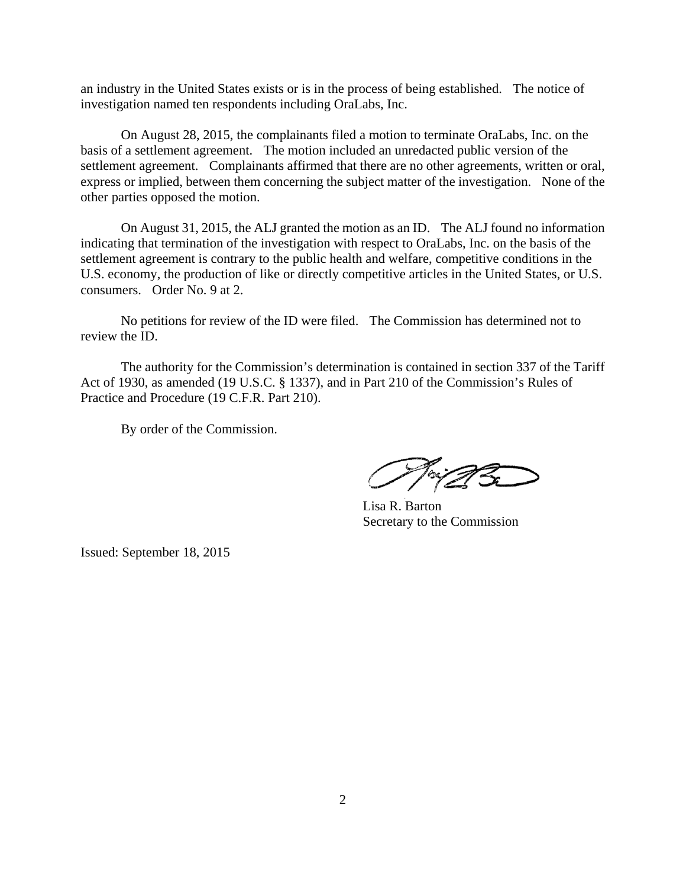an industry in the United States exists or is in the process of being established. The notice of investigation named ten respondents including OraLabs, Inc.

On August 28, 2015, the complainants filed a motion to terminate OraLabs, Inc. on the basis of a settlement agreement. The motion included an unredacted public version of the settlement agreement. Complainants affirmed that there are no other agreements, written or oral, express or implied, between them concerning the subject matter of the investigation. None of the other parties opposed the motion.

On August 31, 2015, the ALJ granted the motion as an ID. The ALJ found no information indicating that termination of the investigation with respect to OraLabs, Inc. on the basis of the settlement agreement is contrary to the public health and welfare, competitive conditions in the U.S. economy, the production of like or directly competitive articles in the United States, or U.S. consumers. Order No. 9 at 2.

No petitions for review of the ID were filed. The Commission has determined not to review the ID.

The authority for the Commission's determination is contained in section 337 of the Tariff Act of 1930, as amended (19 U.S.C. § 1337), and in Part 210 of the Commission's Rules of Practice and Procedure (19 C.F.R. Part 210).

By order of the Commission.

Lisa R. Barton
Secretary to the Commission

Issued: September 18, 2015